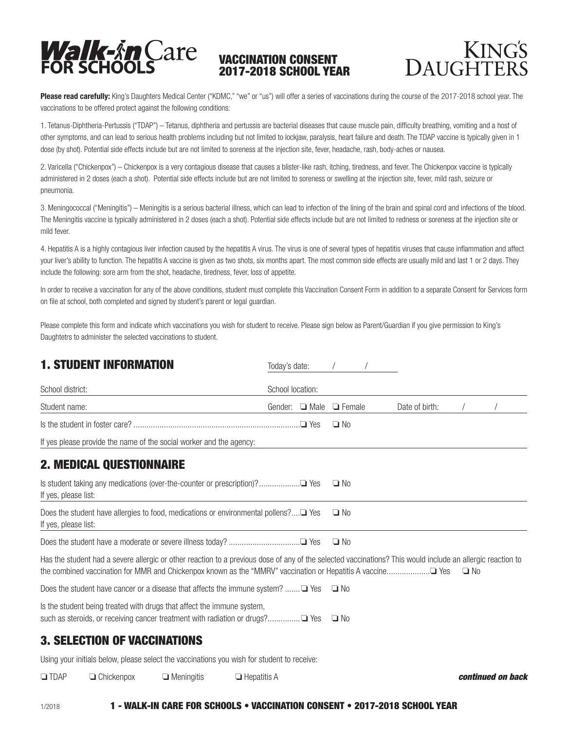**Walk-in Care FOR SCHOOLS**

# VACCINATION CONSENT 2017-2018 SCHOOL YEAR

**KING'S DAUGHTERS**

**Please read carefully:** King's Daughters Medical Center ("KDMC," "we" or "us") will offer a series of vaccinations during the course of the 2017-2018 school year. The vaccinations to be offered protect against the following conditions:

1. Tetanus-Diphtheria-Pertussis ("TDAP") – Tetanus, diphtheria and pertussis are bacterial diseases that cause muscle pain, difficulty breathing, vomiting and a host of other symptoms, and can lead to serious health problems including but not limited to lockjaw, paralysis, heart failure and death. The TDAP vaccine is typically given in 1 dose (by shot). Potential side effects include but are not limited to soreness at the injection site, fever, headache, rash, body-aches or nausea.

2. Varicella ("Chickenpox") – Chickenpox is a very contagious disease that causes a blister-like rash, itching, tiredness, and fever. The Chickenpox vaccine is typically administered in 2 doses (each a shot). Potential side effects include but are not limited to soreness or swelling at the injection site, fever, mild rash, seizure or pneumonia.

3. Meningococcal ("Meningitis") – Meningitis is a serious bacterial illness, which can lead to infection of the lining of the brain and spinal cord and infections of the blood. The Meningitis vaccine is typically administered in 2 doses (each a shot). Potential side effects include but are not limited to redness or soreness at the injection site or mild fever.

4. Hepatitis A is a highly contagious liver infection caused by the hepatitis A virus. The virus is one of several types of hepatitis viruses that cause inflammation and affect your liver's ability to function. The hepatitis A vaccine is given as two shots, six months apart. The most common side effects are usually mild and last 1 or 2 days. They include the following: sore arm from the shot, headache, tiredness, fever, loss of appetite.

In order to receive a vaccination for any of the above conditions, student must complete this Vaccination Consent Form in addition to a separate Consent for Services form on file at school, both completed and signed by student's parent or legal guardian.

Please complete this form and indicate which vaccinations you wish for student to receive. Please sign below as Parent/Guardian if you give permission to King's Daughtetrs to administer the selected vaccinations to student.

## 1. STUDENT INFORMATION

Today's date: ____ / ____ / ____

School district: ______________________ School location: ______________________

Student name: ______________________ Gender: ❏ Male ❏ Female Date of birth: ____ / ____ / ____

Is the student in foster care? ❏ Yes ❏ No

If yes please provide the name of the social worker and the agency: ______________________

## 2. MEDICAL QUESTIONNAIRE

Is student taking any medications (over-the-counter or prescription)? ❏ Yes ❏ No
If yes, please list: ______________________

Does the student have allergies to food, medications or environmental pollens? ❏ Yes ❏ No
If yes, please list: ______________________

Does the student have a moderate or severe illness today? ❏ Yes ❏ No

Has the student had a severe allergic or other reaction to a previous dose of any of the selected vaccinations? This would include an allergic reaction to the combined vaccination for MMR and Chickenpox known as the "MMRV" vaccination or Hepatitis A vaccine ❏ Yes ❏ No

Does the student have cancer or a disease that affects the immune system? ❏ Yes ❏ No

Is the student being treated with drugs that affect the immune system, such as steroids, or receiving cancer treatment with radiation or drugs? ❏ Yes ❏ No

## 3. SELECTION OF VACCINATIONS

Using your initials below, please select the vaccinations you wish for student to receive:

❏ TDAP ❏ Chickenpox ❏ Meningitis ❏ Hepatitis A

***continued on back***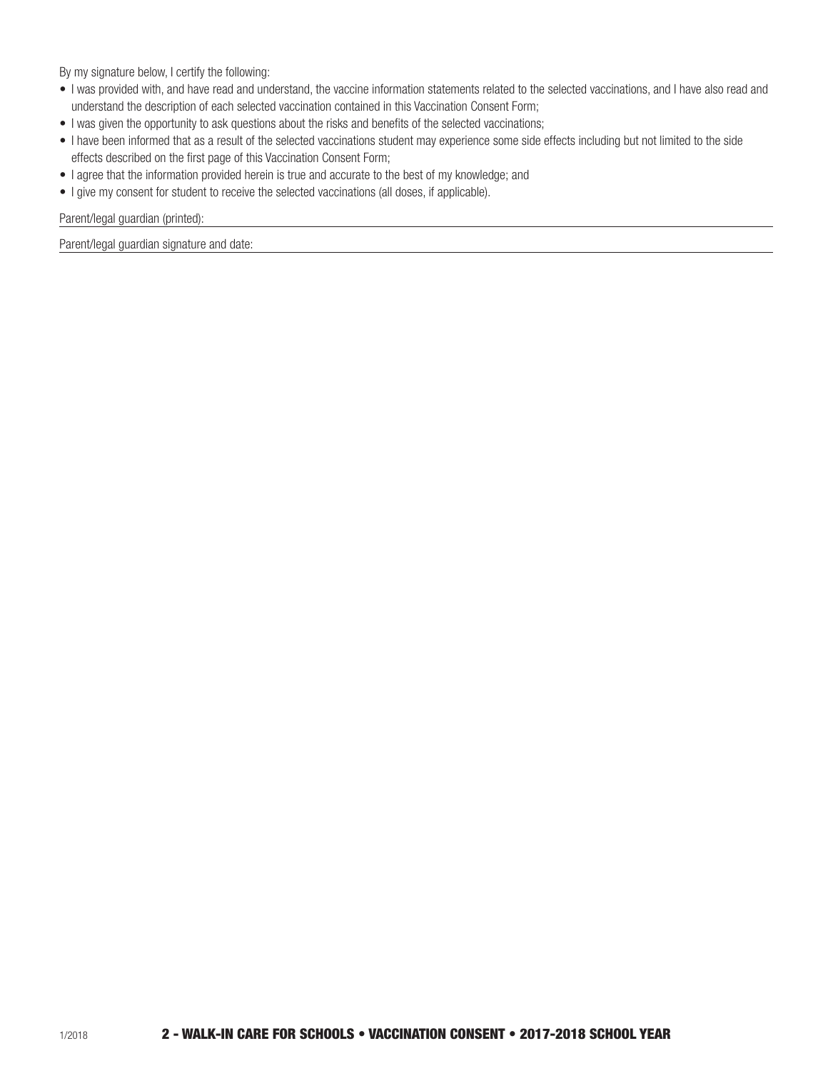By my signature below, I certify the following:

- I was provided with, and have read and understand, the vaccine information statements related to the selected vaccinations, and I have also read and understand the description of each selected vaccination contained in this Vaccination Consent Form;
- I was given the opportunity to ask questions about the risks and benefits of the selected vaccinations;
- I have been informed that as a result of the selected vaccinations student may experience some side effects including but not limited to the side effects described on the first page of this Vaccination Consent Form;
- I agree that the information provided herein is true and accurate to the best of my knowledge; and
- I give my consent for student to receive the selected vaccinations (all doses, if applicable).

Parent/legal guardian (printed): ______________________________

Parent/legal guardian signature and date: ______________________________